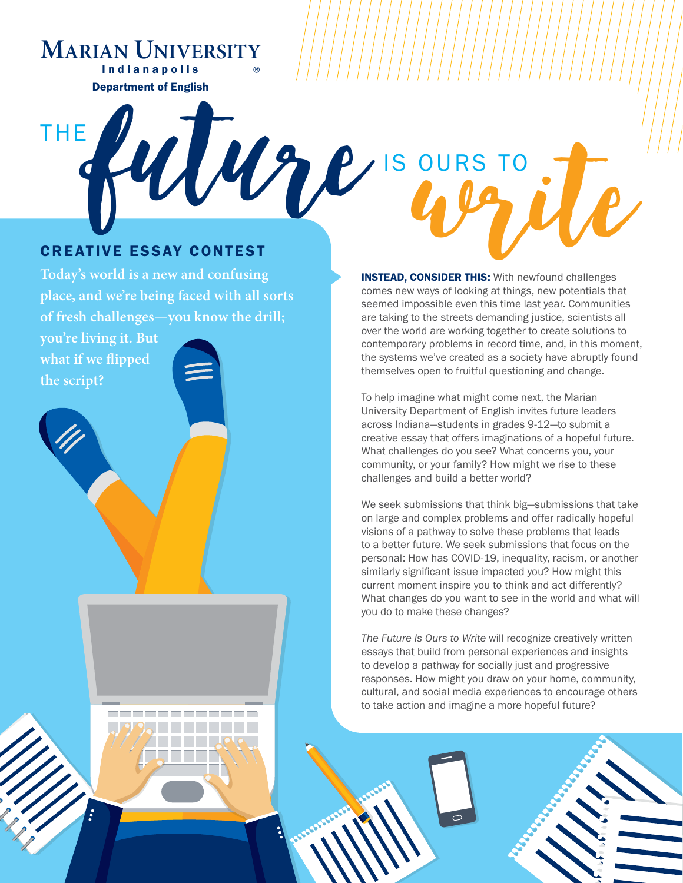MARIAN UNIVERSITY
Indianapolis®

Department of English

# THE *future* IS OURS TO *write*

## CREATIVE ESSAY CONTEST

**Today's world is a new and confusing place, and we're being faced with all sorts of fresh challenges—you know the drill; you're living it. But what if we flipped the script?**

**INSTEAD, CONSIDER THIS:** With newfound challenges comes new ways of looking at things, new potentials that seemed impossible even this time last year. Communities are taking to the streets demanding justice, scientists all over the world are working together to create solutions to contemporary problems in record time, and, in this moment, the systems we've created as a society have abruptly found themselves open to fruitful questioning and change.

To help imagine what might come next, the Marian University Department of English invites future leaders across Indiana—students in grades 9-12—to submit a creative essay that offers imaginations of a hopeful future. What challenges do you see? What concerns you, your community, or your family? How might we rise to these challenges and build a better world?

We seek submissions that think big—submissions that take on large and complex problems and offer radically hopeful visions of a pathway to solve these problems that leads to a better future. We seek submissions that focus on the personal: How has COVID-19, inequality, racism, or another similarly significant issue impacted you? How might this current moment inspire you to think and act differently? What changes do you want to see in the world and what will you do to make these changes?

*The Future Is Ours to Write* will recognize creatively written essays that build from personal experiences and insights to develop a pathway for socially just and progressive responses. How might you draw on your home, community, cultural, and social media experiences to encourage others to take action and imagine a more hopeful future?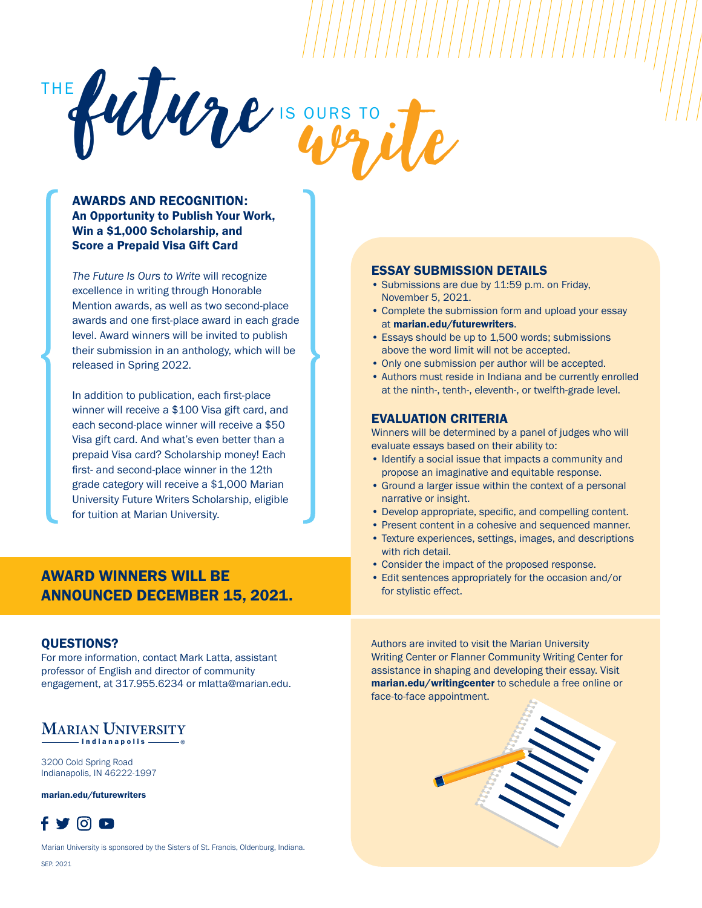# THE *future* IS OURS TO *write*

## AWARDS AND RECOGNITION:

**An Opportunity to Publish Your Work, Win a $1,000 Scholarship, and Score a Prepaid Visa Gift Card**

*The Future Is Ours to Write* will recognize excellence in writing through Honorable Mention awards, as well as two second-place awards and one first-place award in each grade level. Award winners will be invited to publish their submission in an anthology, which will be released in Spring 2022.

In addition to publication, each first-place winner will receive a $100 Visa gift card, and each second-place winner will receive a $50 Visa gift card. And what's even better than a prepaid Visa card? Scholarship money! Each first- and second-place winner in the 12th grade category will receive a $1,000 Marian University Future Writers Scholarship, eligible for tuition at Marian University.

## AWARD WINNERS WILL BE ANNOUNCED DECEMBER 15, 2021.

## ESSAY SUBMISSION DETAILS

- Submissions are due by 11:59 p.m. on Friday, November 5, 2021.
- Complete the submission form and upload your essay at **marian.edu/futurewriters**.
- Essays should be up to 1,500 words; submissions above the word limit will not be accepted.
- Only one submission per author will be accepted.
- Authors must reside in Indiana and be currently enrolled at the ninth-, tenth-, eleventh-, or twelfth-grade level.

## EVALUATION CRITERIA

Winners will be determined by a panel of judges who will evaluate essays based on their ability to:

- Identify a social issue that impacts a community and propose an imaginative and equitable response.
- Ground a larger issue within the context of a personal narrative or insight.
- Develop appropriate, specific, and compelling content.
- Present content in a cohesive and sequenced manner.
- Texture experiences, settings, images, and descriptions with rich detail.
- Consider the impact of the proposed response.
- Edit sentences appropriately for the occasion and/or for stylistic effect.

Authors are invited to visit the Marian University Writing Center or Flanner Community Writing Center for assistance in shaping and developing their essay. Visit **marian.edu/writingcenter** to schedule a free online or face-to-face appointment.

## QUESTIONS?

For more information, contact Mark Latta, assistant professor of English and director of community engagement, at 317.955.6234 or mlatta@marian.edu.

MARIAN UNIVERSITY
Indianapolis

3200 Cold Spring Road
Indianapolis, IN 46222-1997

**marian.edu/futurewriters**

Marian University is sponsored by the Sisters of St. Francis, Oldenburg, Indiana.

SEP. 2021